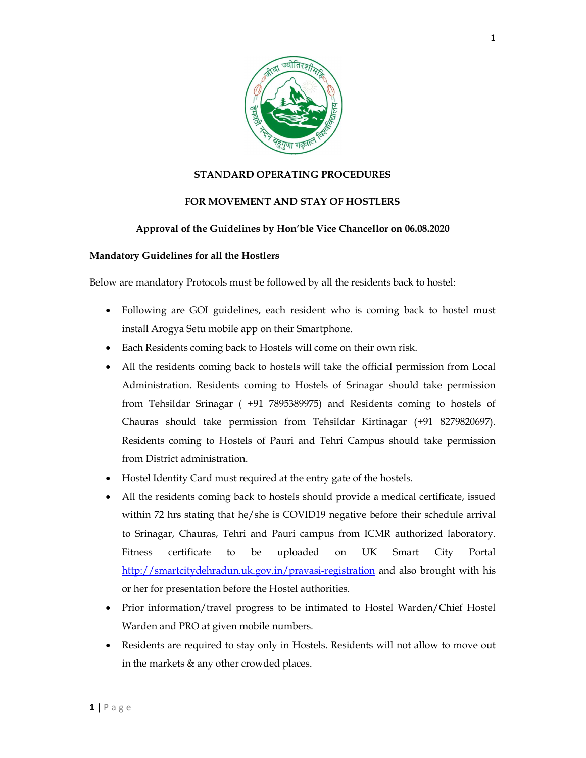**STANDARD OPERATING PROCEDURES**

**FOR MOVEMENT AND STAY OF HOSTLERS**

**Approval of the Guidelines by Hon'ble Vice Chancellor on 06.08.2020**

**Mandatory Guidelines for all the Hostlers**

Below are mandatory Protocols must be followed by all the residents back to hostel:

- Following are GOI guidelines, each resident who is coming back to hostel must install Arogya Setu mobile app on their Smartphone.
- Each Residents coming back to Hostels will come on their own risk.
- All the residents coming back to hostels will take the official permission from Local Administration. Residents coming to Hostels of Srinagar should take permission from Tehsildar Srinagar ( +91 7895389975) and Residents coming to hostels of Chauras should take permission from Tehsildar Kirtinagar (+91 8279820697). Residents coming to Hostels of Pauri and Tehri Campus should take permission from District administration.
- Hostel Identity Card must required at the entry gate of the hostels.
- All the residents coming back to hostels should provide a medical certificate, issued within 72 hrs stating that he/she is COVID19 negative before their schedule arrival to Srinagar, Chauras, Tehri and Pauri campus from ICMR authorized laboratory. Fitness certificate to be uploaded on UK Smart City Portal http://smartcitydehradun.uk.gov.in/pravasi-registration and also brought with his or her for presentation before the Hostel authorities.
- Prior information/travel progress to be intimated to Hostel Warden/Chief Hostel Warden and PRO at given mobile numbers.
- Residents are required to stay only in Hostels. Residents will not allow to move out in the markets & any other crowded places.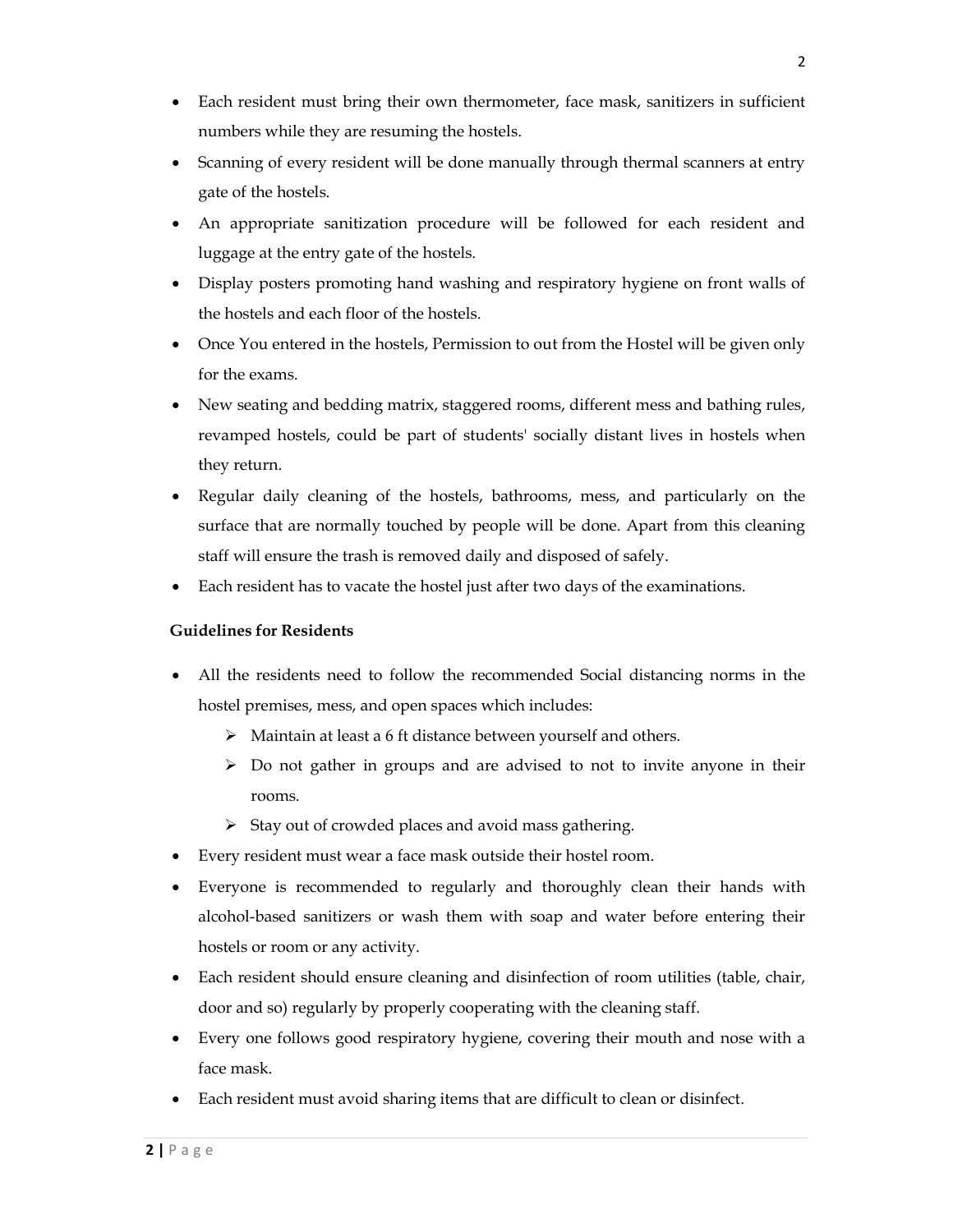- Each resident must bring their own thermometer, face mask, sanitizers in sufficient numbers while they are resuming the hostels.
- Scanning of every resident will be done manually through thermal scanners at entry gate of the hostels.
- An appropriate sanitization procedure will be followed for each resident and luggage at the entry gate of the hostels.
- Display posters promoting hand washing and respiratory hygiene on front walls of the hostels and each floor of the hostels.
- Once You entered in the hostels, Permission to out from the Hostel will be given only for the exams.
- New seating and bedding matrix, staggered rooms, different mess and bathing rules, revamped hostels, could be part of students' socially distant lives in hostels when they return.
- Regular daily cleaning of the hostels, bathrooms, mess, and particularly on the surface that are normally touched by people will be done. Apart from this cleaning staff will ensure the trash is removed daily and disposed of safely.
- Each resident has to vacate the hostel just after two days of the examinations.

**Guidelines for Residents**

- All the residents need to follow the recommended Social distancing norms in the hostel premises, mess, and open spaces which includes:
  - Maintain at least a 6 ft distance between yourself and others.
  - Do not gather in groups and are advised to not to invite anyone in their rooms.
  - Stay out of crowded places and avoid mass gathering.
- Every resident must wear a face mask outside their hostel room.
- Everyone is recommended to regularly and thoroughly clean their hands with alcohol-based sanitizers or wash them with soap and water before entering their hostels or room or any activity.
- Each resident should ensure cleaning and disinfection of room utilities (table, chair, door and so) regularly by properly cooperating with the cleaning staff.
- Every one follows good respiratory hygiene, covering their mouth and nose with a face mask.
- Each resident must avoid sharing items that are difficult to clean or disinfect.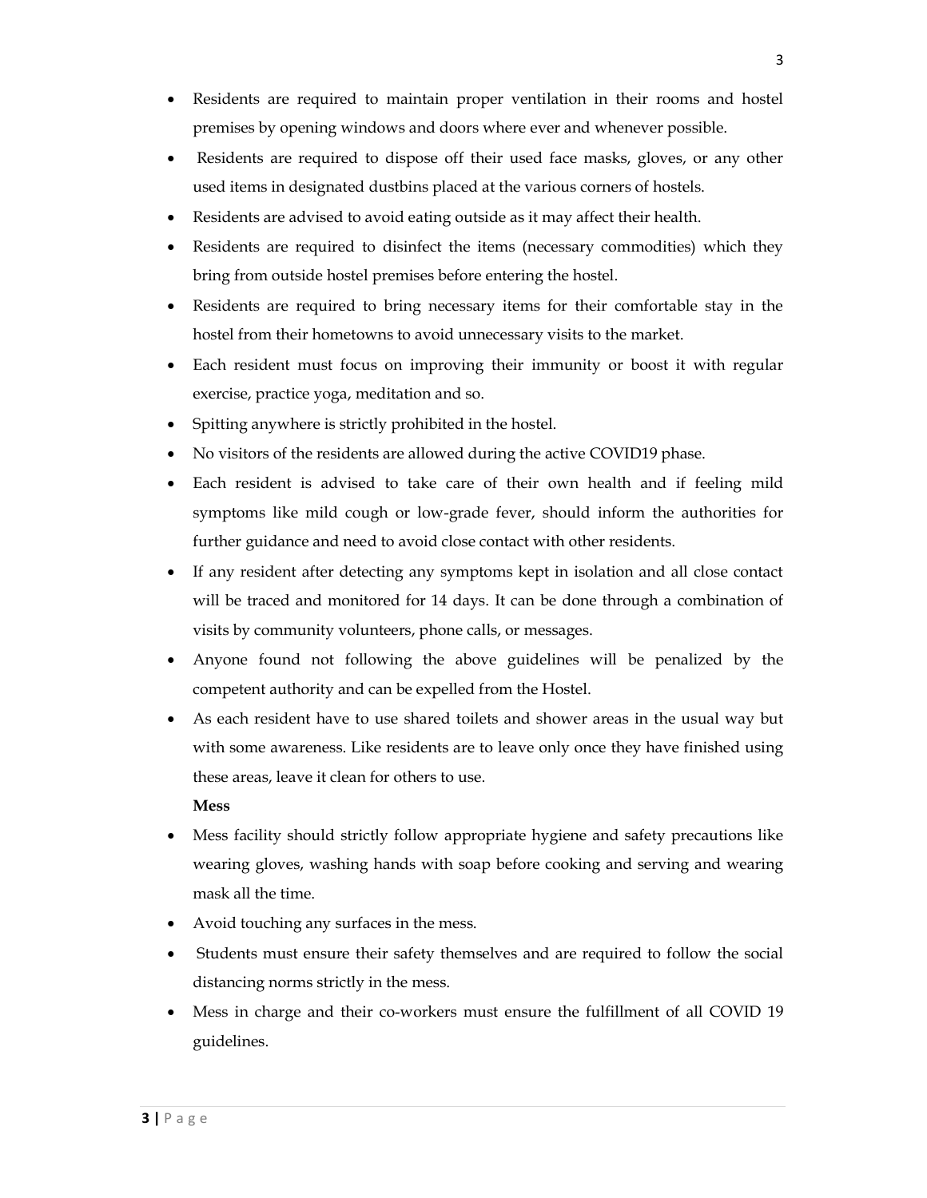- Residents are required to maintain proper ventilation in their rooms and hostel premises by opening windows and doors where ever and whenever possible.
- Residents are required to dispose off their used face masks, gloves, or any other used items in designated dustbins placed at the various corners of hostels.
- Residents are advised to avoid eating outside as it may affect their health.
- Residents are required to disinfect the items (necessary commodities) which they bring from outside hostel premises before entering the hostel.
- Residents are required to bring necessary items for their comfortable stay in the hostel from their hometowns to avoid unnecessary visits to the market.
- Each resident must focus on improving their immunity or boost it with regular exercise, practice yoga, meditation and so.
- Spitting anywhere is strictly prohibited in the hostel.
- No visitors of the residents are allowed during the active COVID19 phase.
- Each resident is advised to take care of their own health and if feeling mild symptoms like mild cough or low-grade fever, should inform the authorities for further guidance and need to avoid close contact with other residents.
- If any resident after detecting any symptoms kept in isolation and all close contact will be traced and monitored for 14 days. It can be done through a combination of visits by community volunteers, phone calls, or messages.
- Anyone found not following the above guidelines will be penalized by the competent authority and can be expelled from the Hostel.
- As each resident have to use shared toilets and shower areas in the usual way but with some awareness. Like residents are to leave only once they have finished using these areas, leave it clean for others to use.

**Mess**

- Mess facility should strictly follow appropriate hygiene and safety precautions like wearing gloves, washing hands with soap before cooking and serving and wearing mask all the time.
- Avoid touching any surfaces in the mess.
- Students must ensure their safety themselves and are required to follow the social distancing norms strictly in the mess.
- Mess in charge and their co-workers must ensure the fulfillment of all COVID 19 guidelines.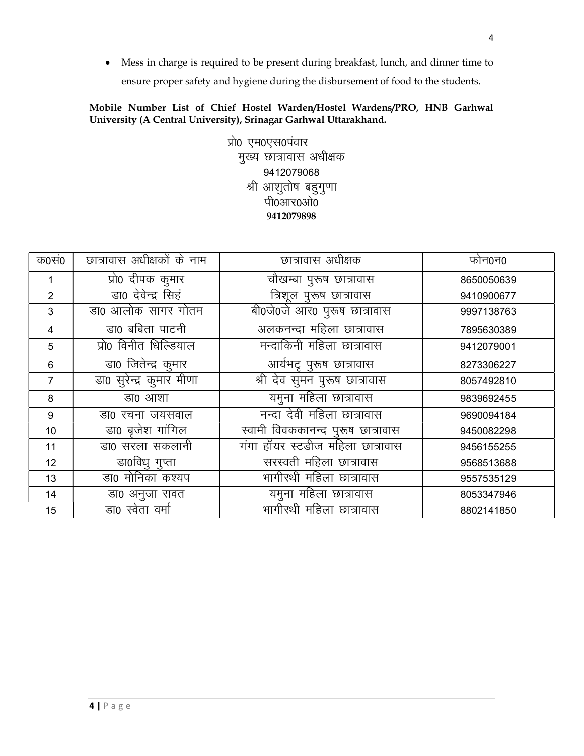- Mess in charge is required to be present during breakfast, lunch, and dinner time to ensure proper safety and hygiene during the disbursement of food to the students.

**Mobile Number List of Chief Hostel Warden/Hostel Wardens/PRO, HNB Garhwal University (A Central University), Srinagar Garhwal Uttarakhand.**

प्रो0 एम0एस0पंवार
मुख्य छात्रावास अधीक्षक
9412079068
श्री आशुतोष बहुगुणा
पी0आर0ओ0
**9412079898**

| क0सं0 | छात्रावास अधीक्षकों के नाम | छात्रावास अधीक्षक | फोन0न0 |
|---|---|---|---|
| 1 | प्रो0 दीपक कुमार | चौखम्बा पुरूष छात्रावास | 8650050639 |
| 2 | डा0 देवेन्द्र सिहं | त्रिशूल पुरूष छात्रावास | 9410900677 |
| 3 | डा0 आलोक सागर गोतम | बी0जे0जे आर0 पुरूष छात्रावास | 9997138763 |
| 4 | डा0 बबिता पाटनी | अलकनन्दा महिला छात्रावास | 7895630389 |
| 5 | प्रो0 विनीत घिल्डियाल | मन्दाकिनी महिला छात्रावास | 9412079001 |
| 6 | डा0 जितेन्द्र कुमार | आर्यभट्ट पुरूष छात्रावास | 8273306227 |
| 7 | डा0 सुरेन्द्र कुमार मीणा | श्री देव सुमन पुरूष छात्रावास | 8057492810 |
| 8 | डा0 आशा | यमुना महिला छात्रावास | 9839692455 |
| 9 | डा0 रचना जयसवाल | नन्दा देवी महिला छात्रावास | 9690094184 |
| 10 | डा0 बृजेश गांगिल | स्वामी विवककानन्द पुरूष छात्रावास | 9450082298 |
| 11 | डा0 सरला सकलानी | गंगा हॉयर स्टडीज महिला छात्रावास | 9456155255 |
| 12 | डा0विधु गुप्ता | सरस्वती महिला छात्रावास | 9568513688 |
| 13 | डा0 मोनिका कश्यप | भागीरथी महिला छात्रावास | 9557535129 |
| 14 | डा0 अनुजा रावत | यमुना महिला छात्रावास | 8053347946 |
| 15 | डा0 स्वेता वर्मा | भागीरथी महिला छात्रावास | 8802141850 |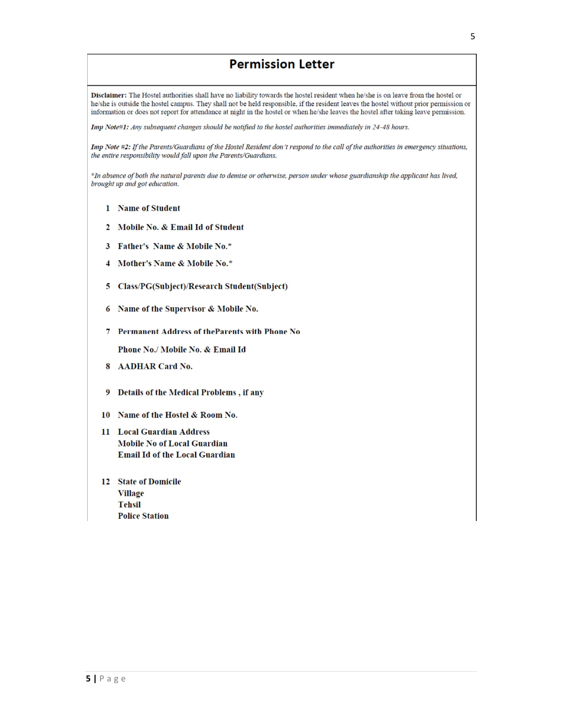# Permission Letter

**Disclaimer:** The Hostel authorities shall have no liability towards the hostel resident when he/she is on leave from the hostel or he/she is outside the hostel campus. They shall not be held responsible, if the resident leaves the hostel without prior permission or information or does not report for attendance at night in the hostel or when he/she leaves the hostel after taking leave permission.

***Imp Note#1:*** *Any subsequent changes should be notified to the hostel authorities immediately in 24-48 hours.*

***Imp Note #2:*** *If the Parents/Guardians of the Hostel Resident don't respond to the call of the authorities in emergency situations, the entire responsibility would fall upon the Parents/Guardians.*

*\*In absence of both the natural parents due to demise or otherwise, person under whose guardianship the applicant has lived, brought up and got education.*

1. **Name of Student**
2. **Mobile No. & Email Id of Student**
3. **Father's Name & Mobile No.***
4. **Mother's Name & Mobile No.***
5. **Class/PG(Subject)/Research Student(Subject)**
6. **Name of the Supervisor & Mobile No.**
7. **Permanent Address of theParents with Phone No**

   **Phone No./ Mobile No. & Email Id**
8. **AADHAR Card No.**
9. **Details of the Medical Problems , if any**
10. **Name of the Hostel & Room No.**
11. **Local Guardian Address**
    **Mobile No of Local Guardian**
    **Email Id of the Local Guardian**
12. **State of Domicile**
    **Village**
    **Tehsil**
    **Police Station**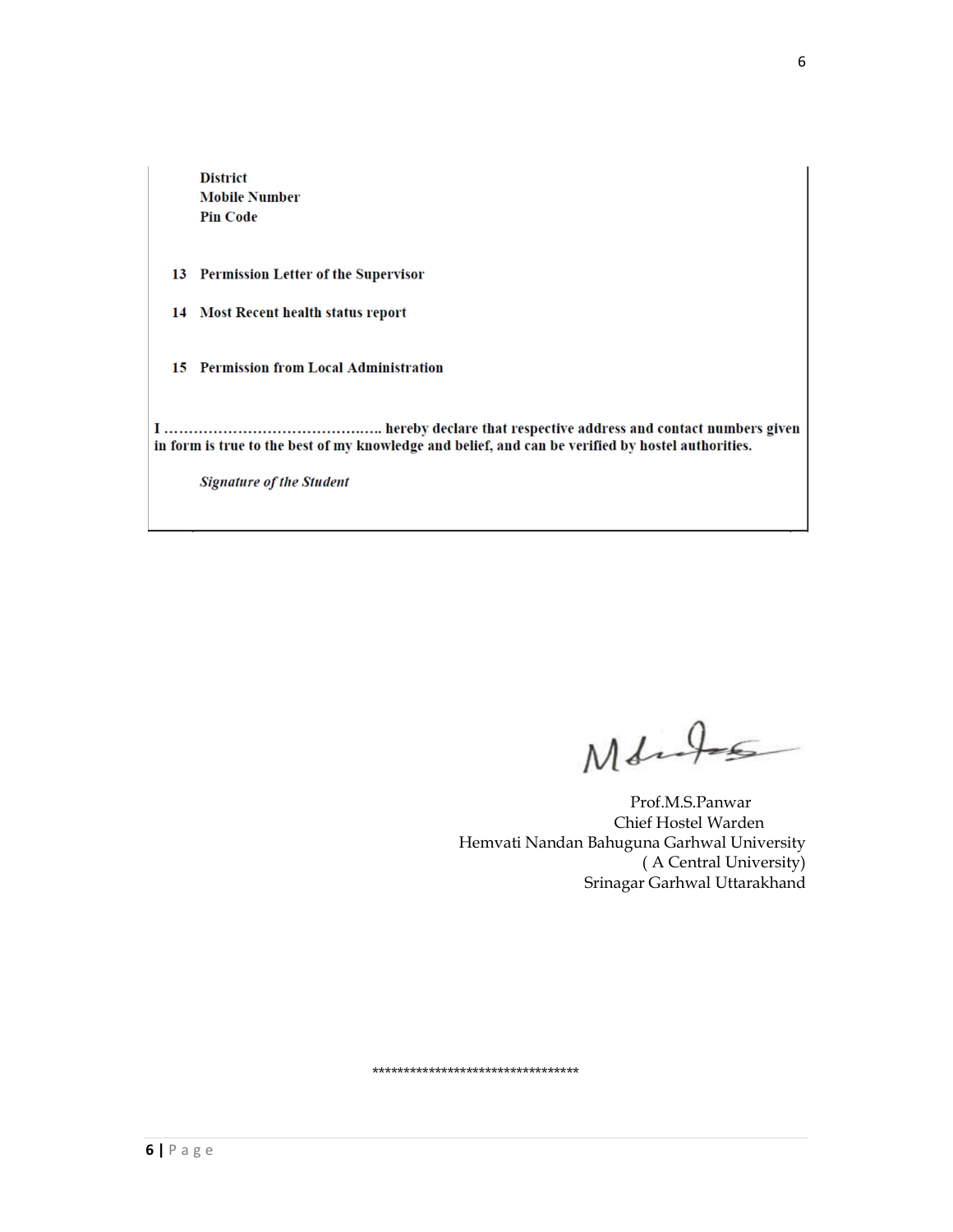**District**
**Mobile Number**
**Pin Code**

**13 Permission Letter of the Supervisor**

**14 Most Recent health status report**

**15 Permission from Local Administration**

**I …………………………………….. hereby declare that respective address and contact numbers given in form is true to the best of my knowledge and belief, and can be verified by hostel authorities.**

***Signature of the Student***

Prof.M.S.Panwar
Chief Hostel Warden
Hemvati Nandan Bahuguna Garhwal University
( A Central University)
Srinagar Garhwal Uttarakhand

*********************************